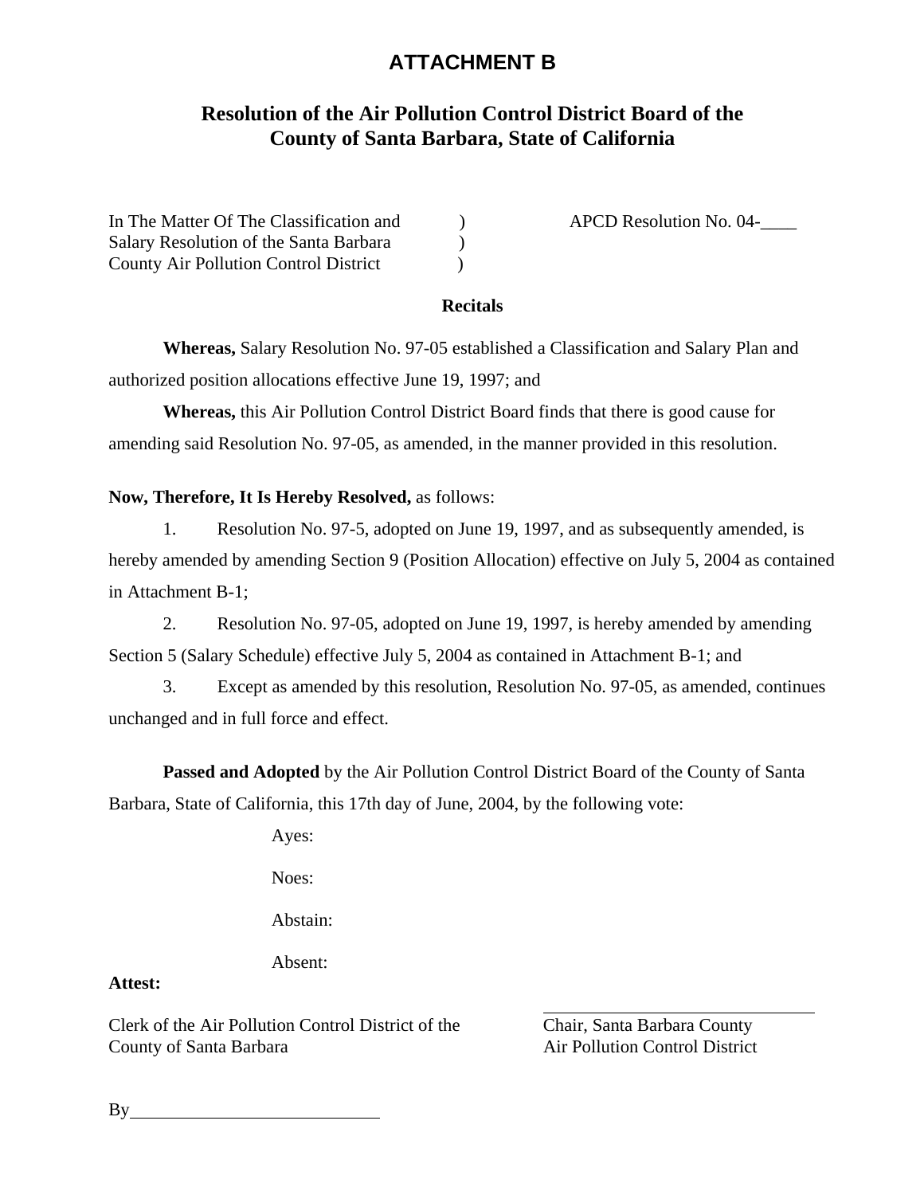# ATTACHMENT B

## Resolution of the Air Pollution Control District Board of the County of Santa Barbara, State of California

| | | |
|---|---|---|
| In The Matter Of The Classification and Salary Resolution of the Santa Barbara County Air Pollution Control District | ) ) ) | APCD Resolution No. 04-____ |

**Recitals**

**Whereas,** Salary Resolution No. 97-05 established a Classification and Salary Plan and authorized position allocations effective June 19, 1997; and

**Whereas,** this Air Pollution Control District Board finds that there is good cause for amending said Resolution No. 97-05, as amended, in the manner provided in this resolution.

**Now, Therefore, It Is Hereby Resolved,** as follows:

1. Resolution No. 97-5, adopted on June 19, 1997, and as subsequently amended, is hereby amended by amending Section 9 (Position Allocation) effective on July 5, 2004 as contained in Attachment B-1;

2. Resolution No. 97-05, adopted on June 19, 1997, is hereby amended by amending Section 5 (Salary Schedule) effective July 5, 2004 as contained in Attachment B-1; and

3. Except as amended by this resolution, Resolution No. 97-05, as amended, continues unchanged and in full force and effect.

**Passed and Adopted** by the Air Pollution Control District Board of the County of Santa Barbara, State of California, this 17th day of June, 2004, by the following vote:

Ayes:

Noes:

Abstain:

Absent:

**Attest:**

Clerk of the Air Pollution Control District of the County of Santa Barbara

By____________________________

____________________________
Chair, Santa Barbara County Air Pollution Control District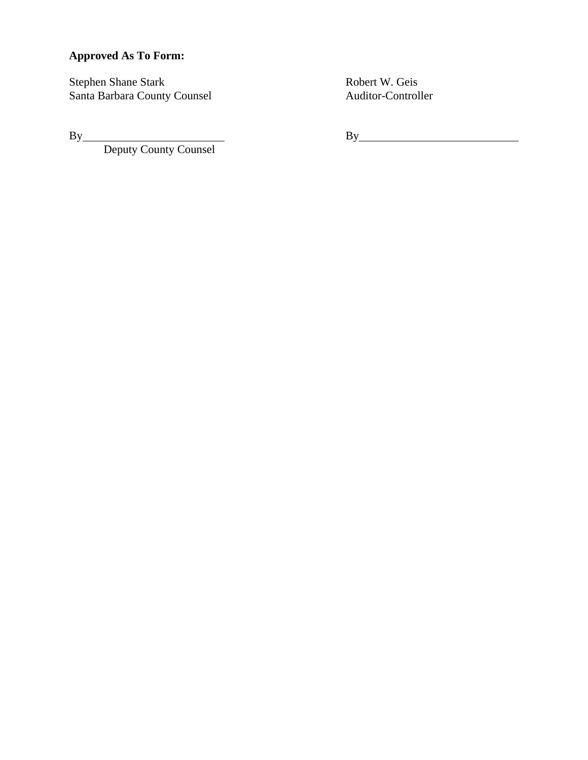**Approved As To Form:**

Stephen Shane Stark
Santa Barbara County Counsel

By\_\_\_\_\_\_\_\_\_\_\_\_\_\_\_\_\_\_\_\_\_\_\_\_\_
Deputy County Counsel

Robert W. Geis
Auditor-Controller

By\_\_\_\_\_\_\_\_\_\_\_\_\_\_\_\_\_\_\_\_\_\_\_\_\_\_\_\_